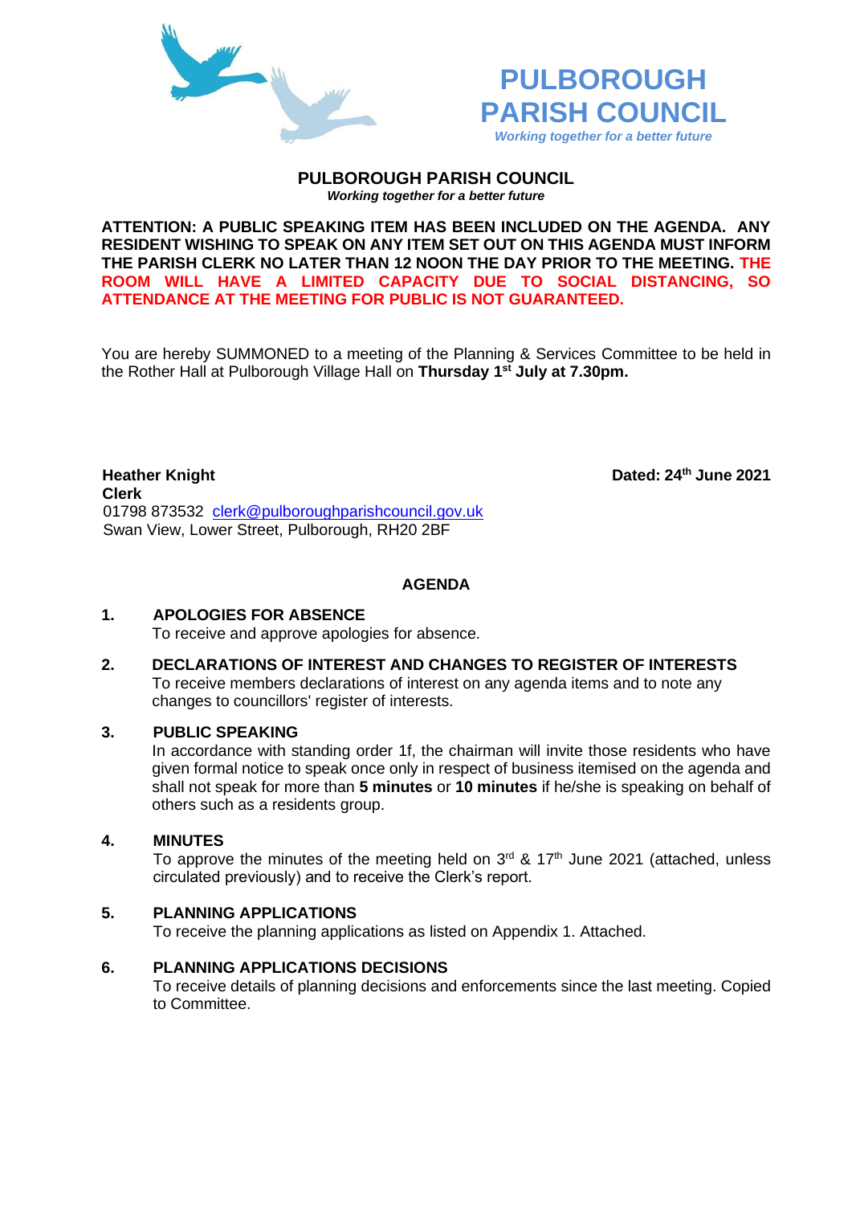# PULBOROUGH PARISH COUNCIL

*Working together for a better future*

## PULBOROUGH PARISH COUNCIL

***Working together for a better future***

**ATTENTION: A PUBLIC SPEAKING ITEM HAS BEEN INCLUDED ON THE AGENDA. ANY RESIDENT WISHING TO SPEAK ON ANY ITEM SET OUT ON THIS AGENDA MUST INFORM THE PARISH CLERK NO LATER THAN 12 NOON THE DAY PRIOR TO THE MEETING. THE ROOM WILL HAVE A LIMITED CAPACITY DUE TO SOCIAL DISTANCING, SO ATTENDANCE AT THE MEETING FOR PUBLIC IS NOT GUARANTEED.**

You are hereby SUMMONED to a meeting of the Planning & Services Committee to be held in the Rother Hall at Pulborough Village Hall on **Thursday 1st July at 7.30pm.**

**Heather Knight**
**Clerk**
01798 873532 clerk@pulboroughparishcouncil.gov.uk
Swan View, Lower Street, Pulborough, RH20 2BF

**Dated: 24th June 2021**

## AGENDA

**1. APOLOGIES FOR ABSENCE**
To receive and approve apologies for absence.

**2. DECLARATIONS OF INTEREST AND CHANGES TO REGISTER OF INTERESTS**
To receive members declarations of interest on any agenda items and to note any changes to councillors' register of interests.

**3. PUBLIC SPEAKING**
In accordance with standing order 1f, the chairman will invite those residents who have given formal notice to speak once only in respect of business itemised on the agenda and shall not speak for more than **5 minutes** or **10 minutes** if he/she is speaking on behalf of others such as a residents group.

**4. MINUTES**
To approve the minutes of the meeting held on 3rd & 17th June 2021 (attached, unless circulated previously) and to receive the Clerk's report.

**5. PLANNING APPLICATIONS**
To receive the planning applications as listed on Appendix 1. Attached.

**6. PLANNING APPLICATIONS DECISIONS**
To receive details of planning decisions and enforcements since the last meeting. Copied to Committee.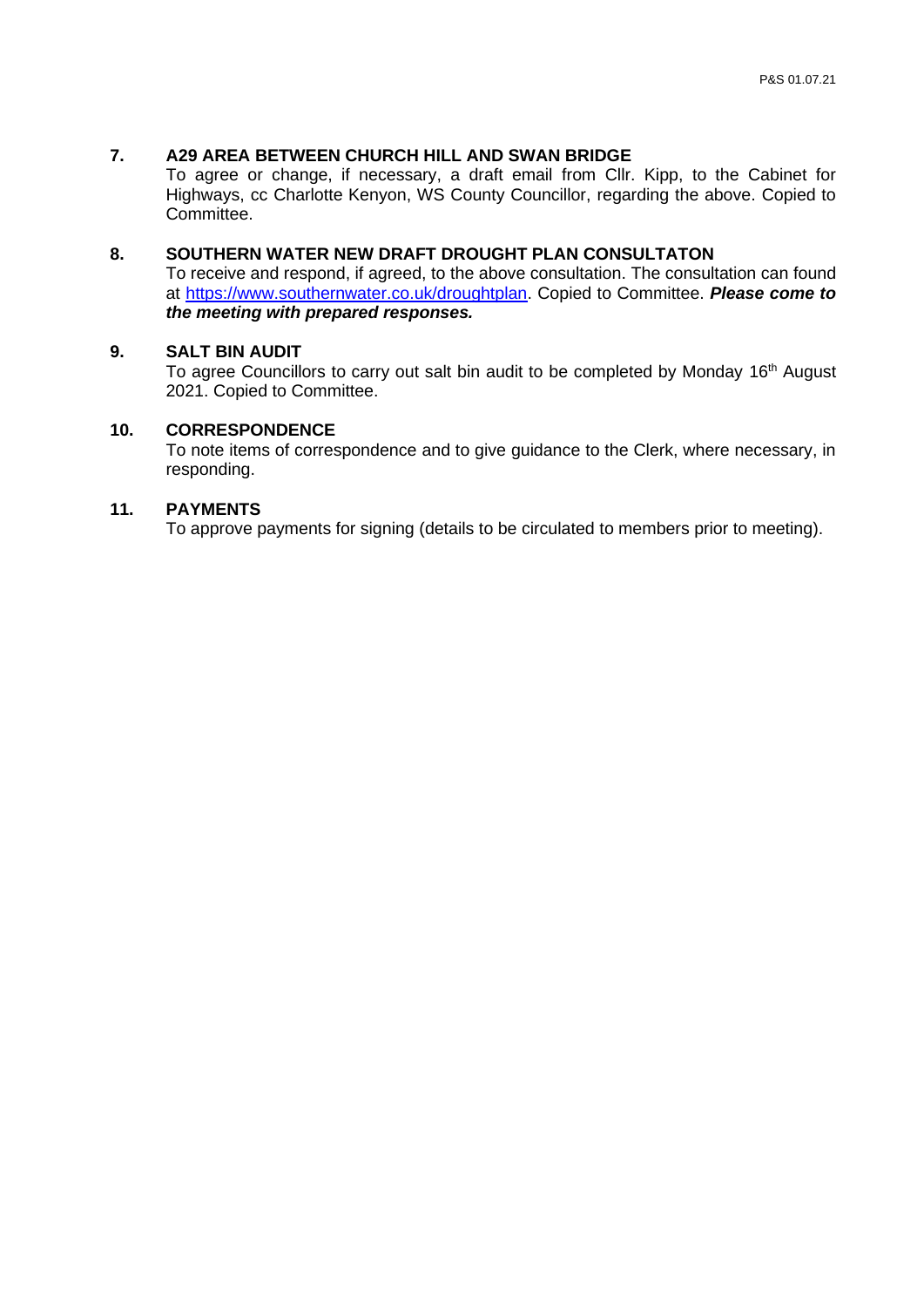## 7. A29 AREA BETWEEN CHURCH HILL AND SWAN BRIDGE

To agree or change, if necessary, a draft email from Cllr. Kipp, to the Cabinet for Highways, cc Charlotte Kenyon, WS County Councillor, regarding the above. Copied to Committee.

## 8. SOUTHERN WATER NEW DRAFT DROUGHT PLAN CONSULTATON

To receive and respond, if agreed, to the above consultation. The consultation can found at https://www.southernwater.co.uk/droughtplan. Copied to Committee. ***Please come to the meeting with prepared responses.***

## 9. SALT BIN AUDIT

To agree Councillors to carry out salt bin audit to be completed by Monday 16th August 2021. Copied to Committee.

## 10. CORRESPONDENCE

To note items of correspondence and to give guidance to the Clerk, where necessary, in responding.

## 11. PAYMENTS

To approve payments for signing (details to be circulated to members prior to meeting).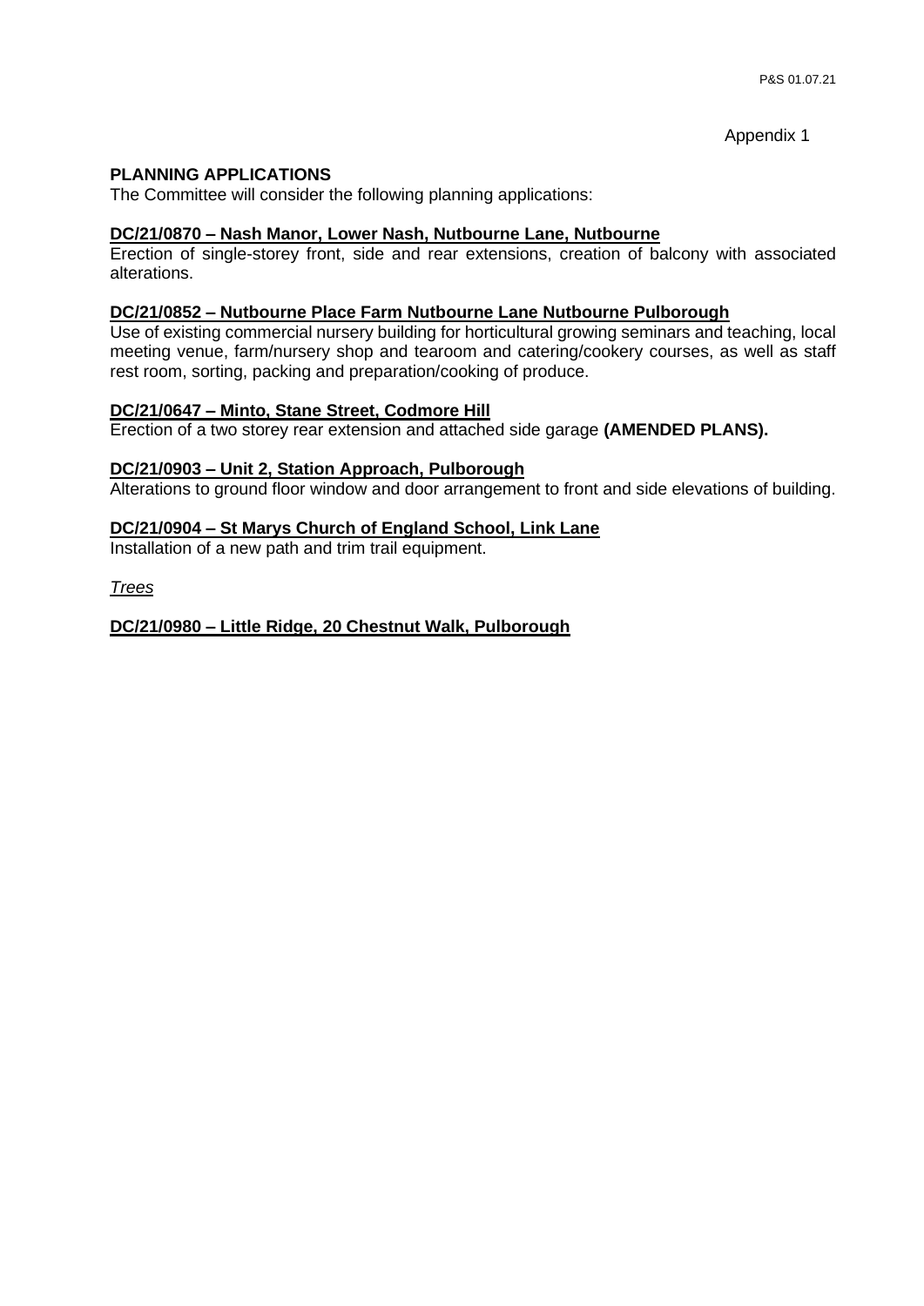Appendix 1

**PLANNING APPLICATIONS**
The Committee will consider the following planning applications:

**DC/21/0870 – Nash Manor, Lower Nash, Nutbourne Lane, Nutbourne**
Erection of single-storey front, side and rear extensions, creation of balcony with associated alterations.

**DC/21/0852 – Nutbourne Place Farm Nutbourne Lane Nutbourne Pulborough**
Use of existing commercial nursery building for horticultural growing seminars and teaching, local meeting venue, farm/nursery shop and tearoom and catering/cookery courses, as well as staff rest room, sorting, packing and preparation/cooking of produce.

**DC/21/0647 – Minto, Stane Street, Codmore Hill**
Erection of a two storey rear extension and attached side garage **(AMENDED PLANS).**

**DC/21/0903 – Unit 2, Station Approach, Pulborough**
Alterations to ground floor window and door arrangement to front and side elevations of building.

**DC/21/0904 – St Marys Church of England School, Link Lane**
Installation of a new path and trim trail equipment.

*Trees*

**DC/21/0980 – Little Ridge, 20 Chestnut Walk, Pulborough**